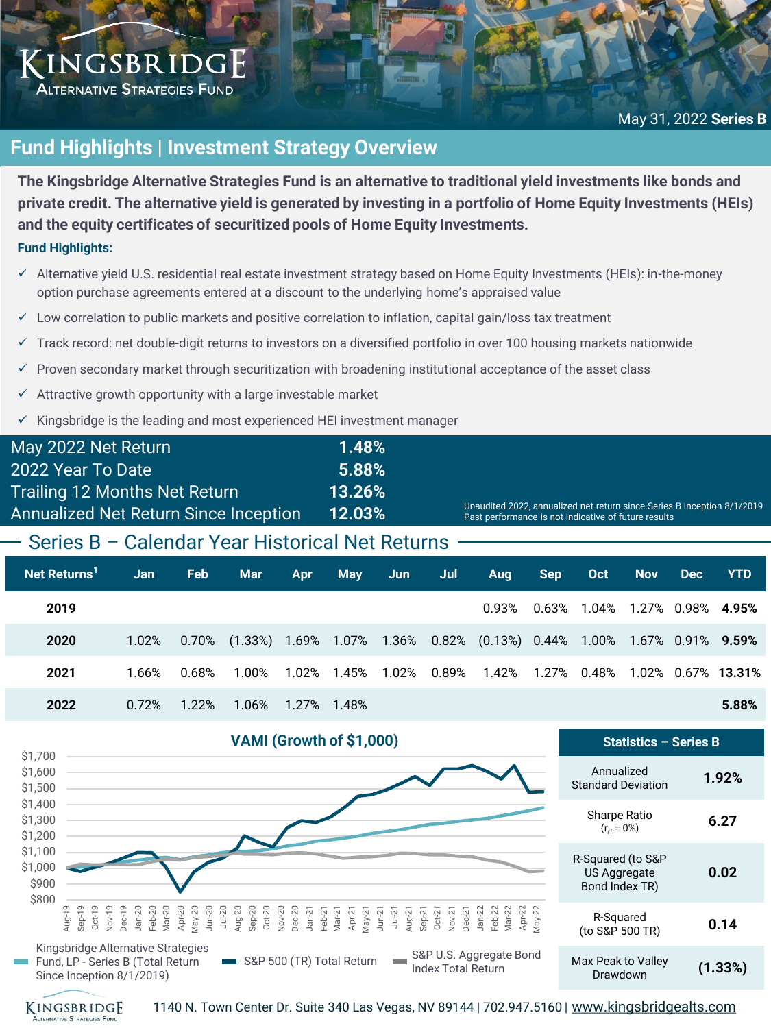# Kingsbridge Alternative Strategies Fund

May 31, 2022 **Series B**

## Fund Highlights | Investment Strategy Overview

**The Kingsbridge Alternative Strategies Fund is an alternative to traditional yield investments like bonds and private credit. The alternative yield is generated by investing in a portfolio of Home Equity Investments (HEIs) and the equity certificates of securitized pools of Home Equity Investments.**

**Fund Highlights:**

- ✓ Alternative yield U.S. residential real estate investment strategy based on Home Equity Investments (HEIs): in-the-money option purchase agreements entered at a discount to the underlying home's appraised value
- ✓ Low correlation to public markets and positive correlation to inflation, capital gain/loss tax treatment
- ✓ Track record: net double-digit returns to investors on a diversified portfolio in over 100 housing markets nationwide
- ✓ Proven secondary market through securitization with broadening institutional acceptance of the asset class
- ✓ Attractive growth opportunity with a large investable market
- ✓ Kingsbridge is the leading and most experienced HEI investment manager

| | |
|---|---|
| May 2022 Net Return | **1.48%** |
| 2022 Year To Date | **5.88%** |
| Trailing 12 Months Net Return | **13.26%** |
| Annualized Net Return Since Inception | **12.03%** |

Unaudited 2022, annualized net return since Series B Inception 8/1/2019
Past performance is not indicative of future results

## Series B – Calendar Year Historical Net Returns

| Net Returns[1] | Jan | Feb | Mar | Apr | May | Jun | Jul | Aug | Sep | Oct | Nov | Dec | YTD |
|---|---|---|---|---|---|---|---|---|---|---|---|---|---|
| **2019** | | | | | | | | 0.93% | 0.63% | 1.04% | 1.27% | 0.98% | **4.95%** |
| **2020** | 1.02% | 0.70% | (1.33%) | 1.69% | 1.07% | 1.36% | 0.82% | (0.13%) | 0.44% | 1.00% | 1.67% | 0.91% | **9.59%** |
| **2021** | 1.66% | 0.68% | 1.00% | 1.02% | 1.45% | 1.02% | 0.89% | 1.42% | 1.27% | 0.48% | 1.02% | 0.67% | **13.31%** |
| **2022** | 0.72% | 1.22% | 1.06% | 1.27% | 1.48% | | | | | | | | **5.88%** |

### VAMI (Growth of $1,000)

Legend: Kingsbridge Alternative Strategies Fund, LP - Series B (Total Return Since Inception 8/1/2019); S&P 500 (TR) Total Return; S&P U.S. Aggregate Bond Index Total Return

### Statistics – Series B

| Statistic | Value |
|---|---|
| Annualized Standard Deviation | **1.92%** |
| Sharpe Ratio ($r_{rf}$ = 0%) | **6.27** |
| R-Squared (to S&P US Aggregate Bond Index TR) | **0.02** |
| R-Squared (to S&P 500 TR) | **0.14** |
| Max Peak to Valley Drawdown | **(1.33%)** |

1140 N. Town Center Dr. Suite 340 Las Vegas, NV 89144 | 702.947.5160 | www.kingsbridgealts.com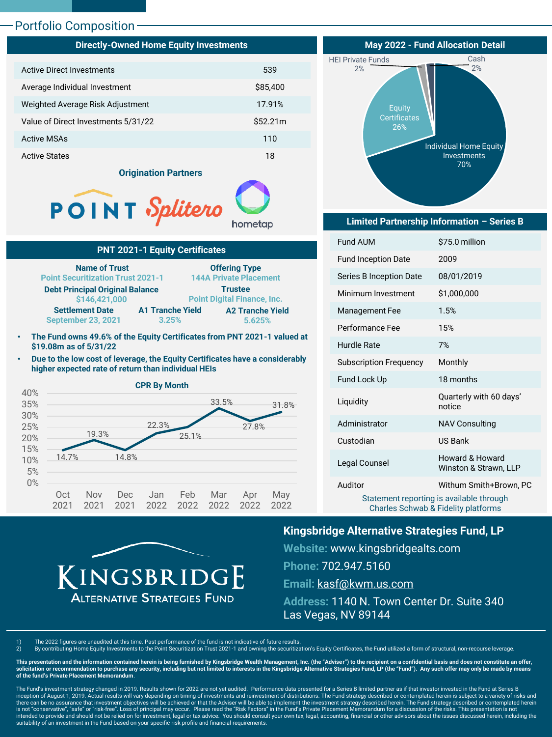## Portfolio Composition

### Directly-Owned Home Equity Investments

| | |
|---|---|
| Active Direct Investments | 539 |
| Average Individual Investment | $85,400 |
| Weighted Average Risk Adjustment | 17.91% |
| Value of Direct Investments 5/31/22 | $52.21m |
| Active MSAs | 110 |
| Active States | 18 |

**Origination Partners**

POINT Splitero hometap

### May 2022 - Fund Allocation Detail

HEI Private Funds 2%
Cash 2%
Equity Certificates 26%
Individual Home Equity Investments 70%

### PNT 2021-1 Equity Certificates

**Name of Trust**
Point Securitization Trust 2021-1

**Offering Type**
144A Private Placement

**Debt Principal Original Balance**
$146,421,000

**Trustee**
Point Digital Finance, Inc.

**Settlement Date**
September 23, 2021

**A1 Tranche Yield**
3.25%

**A2 Tranche Yield**
5.625%

- **The Fund owns 49.6% of the Equity Certificates from PNT 2021-1 valued at $19.08m as of 5/31/22**
- **Due to the low cost of leverage, the Equity Certificates have a considerably higher expected rate of return than individual HEIs**

**CPR By Month**

40%
35%
30%
25%
20%
15%
10%
5%
0%

14.7%
19.3%
14.8%
22.3%
25.1%
33.5%
27.8%
31.8%

Oct 2021
Nov 2021
Dec 2021
Jan 2022
Feb 2022
Mar 2022
Apr 2022
May 2022

### Limited Partnership Information – Series B

| | |
|---|---|
| Fund AUM | $75.0 million |
| Fund Inception Date | 2009 |
| Series B Inception Date | 08/01/2019 |
| Minimum Investment | $1,000,000 |
| Management Fee | 1.5% |
| Performance Fee | 15% |
| Hurdle Rate | 7% |
| Subscription Frequency | Monthly |
| Fund Lock Up | 18 months |
| Liquidity | Quarterly with 60 days' notice |
| Administrator | NAV Consulting |
| Custodian | US Bank |
| Legal Counsel | Howard & Howard<br>Winston & Strawn, LLP |
| Auditor | Withum Smith+Brown, PC |

Statement reporting is available through Charles Schwab & Fidelity platforms

KINGSBRIDGE ALTERNATIVE STRATEGIES FUND

**Kingsbridge Alternative Strategies Fund, LP**

**Website:** www.kingsbridgealts.com
**Phone:** 702.947.5160
**Email:** kasf@kwm.us.com
**Address:** 1140 N. Town Center Dr. Suite 340
Las Vegas, NV 89144

1) The 2022 figures are unaudited at this time. Past performance of the fund is not indicative of future results.
2) By contributing Home Equity Investments to the Point Securitization Trust 2021-1 and owning the securitization's Equity Certificates, the Fund utilized a form of structural, non-recourse leverage.

**This presentation and the information contained herein is being furnished by Kingsbridge Wealth Management, Inc. (the "Adviser") to the recipient on a confidential basis and does not constitute an offer, solicitation or recommendation to purchase any security, including but not limited to interests in the Kingsbridge Alternative Strategies Fund, LP (the "Fund"). Any such offer may only be made by means of the fund's Private Placement Memorandum.**

The Fund's investment strategy changed in 2019. Results shown for 2022 are not yet audited. Performance data presented for a Series B limited partner as if that investor invested in the Fund at Series B inception of August 1, 2019. Actual results will vary depending on timing of investments and reinvestment of distributions. The Fund strategy described or contemplated herein is subject to a variety of risks and there can be no assurance that investment objectives will be achieved or that the Adviser will be able to implement the investment strategy described herein. The Fund strategy described or contemplated herein is not "conservative", "safe" or "risk-free". Loss of principal may occur. Please read the "Risk Factors" in the Fund's Private Placement Memorandum for a discussion of the risks. This presentation is not intended to provide and should not be relied on for investment, legal or tax advice. You should consult your own tax, legal, accounting, financial or other advisors about the issues discussed herein, including the suitability of an investment in the Fund based on your specific risk profile and financial requirements.